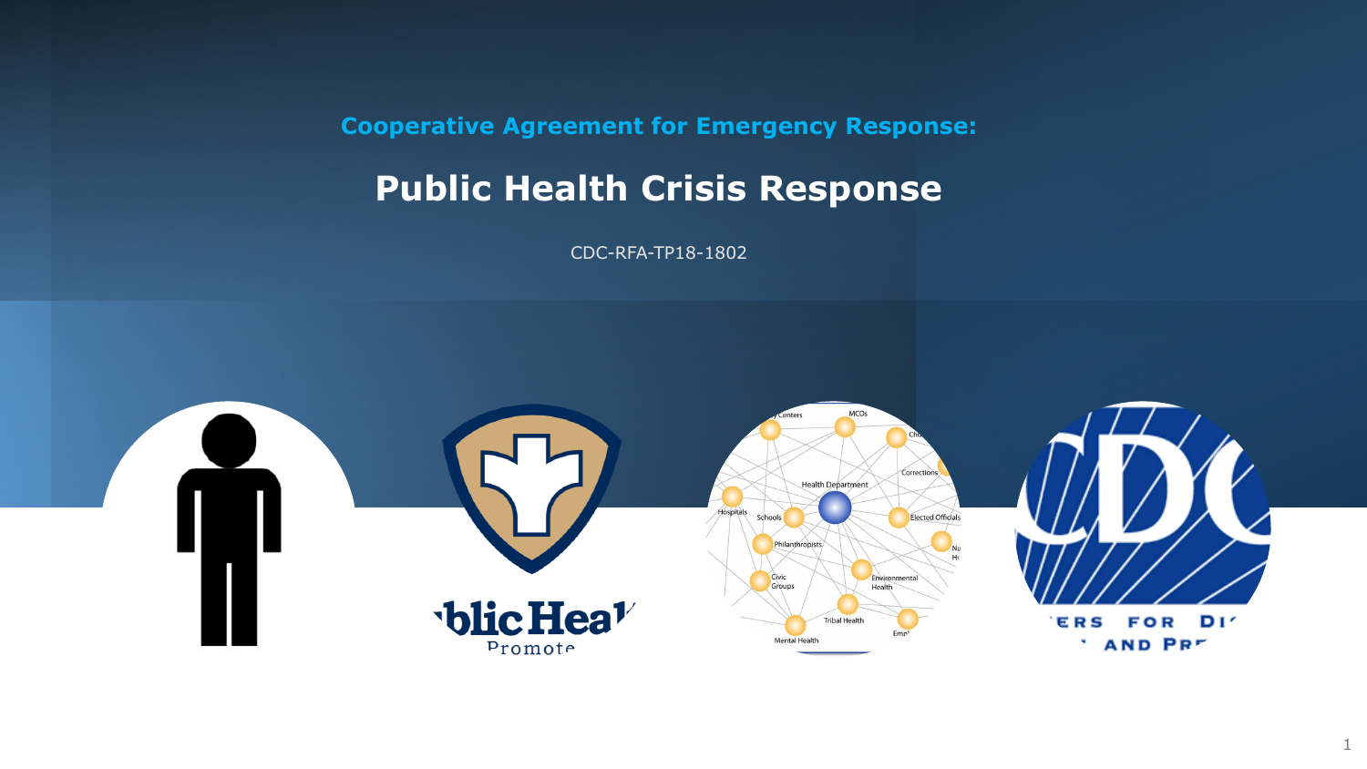**Cooperative Agreement for Emergency Response:**

# Public Health Crisis Response

CDC-RFA-TP18-1802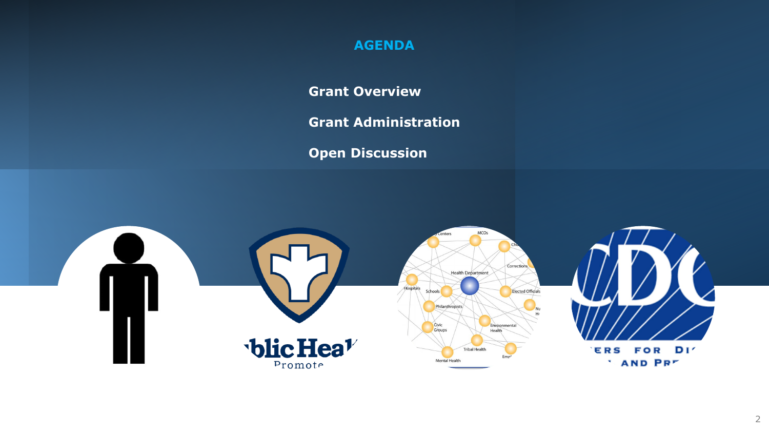# AGENDA

**Grant Overview**

**Grant Administration**

**Open Discussion**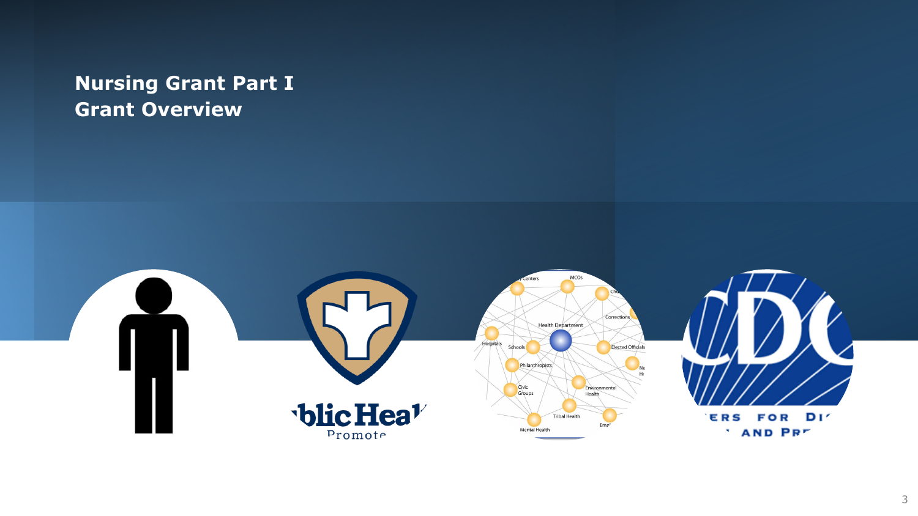# Nursing Grant Part I
# Grant Overview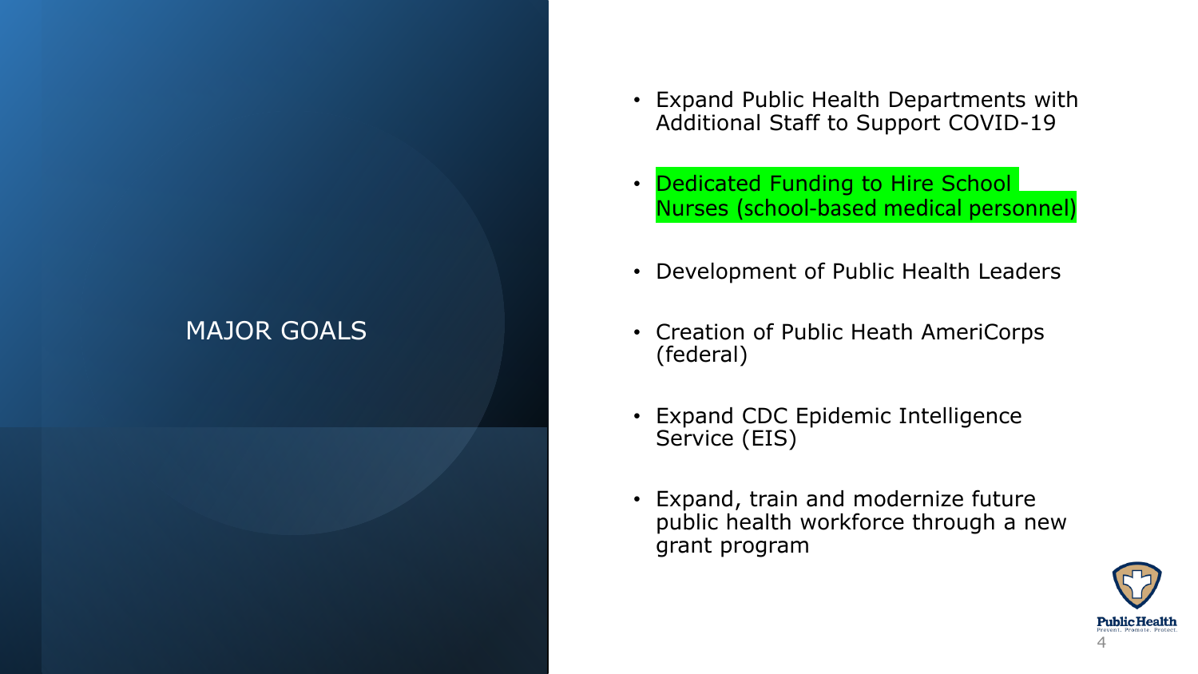# MAJOR GOALS

- Expand Public Health Departments with Additional Staff to Support COVID-19
- Dedicated Funding to Hire School Nurses (school-based medical personnel)
- Development of Public Health Leaders
- Creation of Public Heath AmeriCorps (federal)
- Expand CDC Epidemic Intelligence Service (EIS)
- Expand, train and modernize future public health workforce through a new grant program

Public Health
Prevent. Promote. Protect.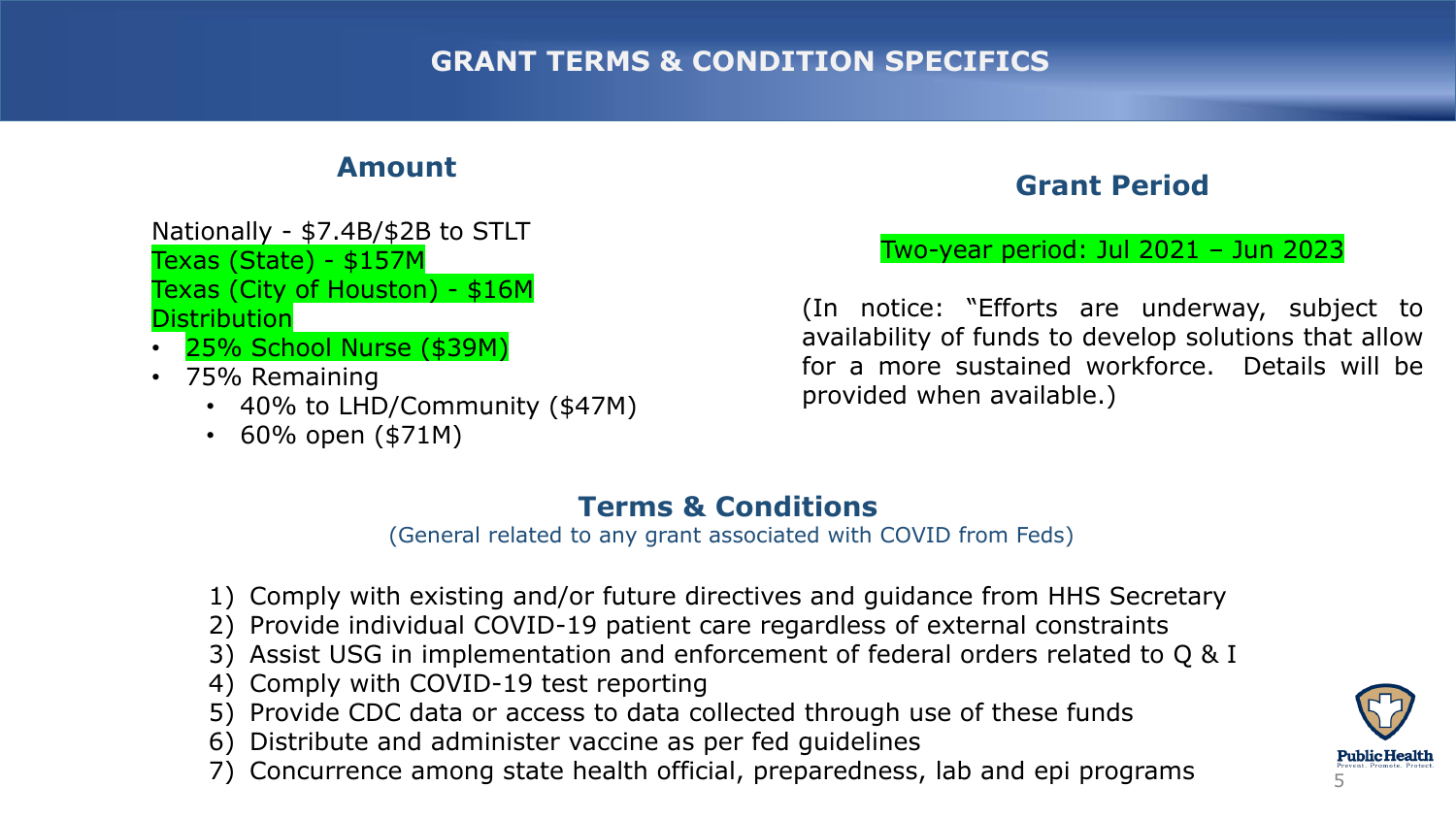# GRANT TERMS & CONDITION SPECIFICS

## Amount

Nationally - $7.4B/$2B to STLT
Texas (State) - $157M
Texas (City of Houston) - $16M
Distribution

- 25% School Nurse ($39M)
- 75% Remaining
  - 40% to LHD/Community ($47M)
  - 60% open ($71M)

## Grant Period

Two-year period: Jul 2021 – Jun 2023

(In notice: "Efforts are underway, subject to availability of funds to develop solutions that allow for a more sustained workforce. Details will be provided when available.)

## Terms & Conditions

(General related to any grant associated with COVID from Feds)

1) Comply with existing and/or future directives and guidance from HHS Secretary
2) Provide individual COVID-19 patient care regardless of external constraints
3) Assist USG in implementation and enforcement of federal orders related to Q & I
4) Comply with COVID-19 test reporting
5) Provide CDC data or access to data collected through use of these funds
6) Distribute and administer vaccine as per fed guidelines
7) Concurrence among state health official, preparedness, lab and epi programs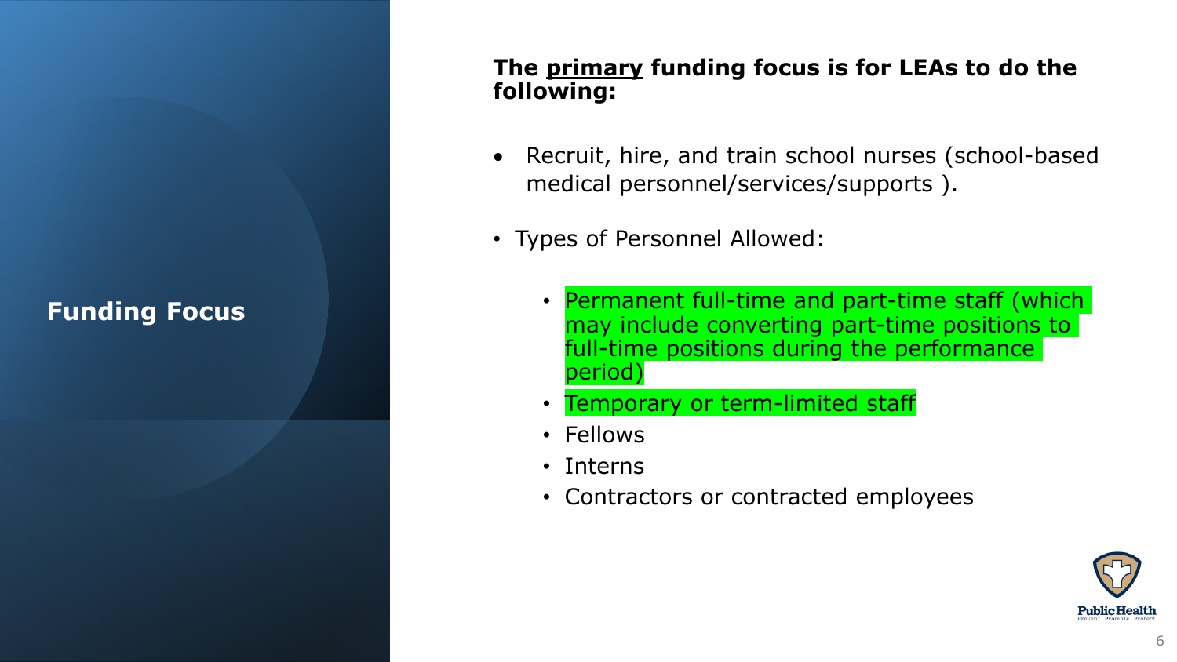# Funding Focus

**The <u>primary</u> funding focus is for LEAs to do the following:**

- Recruit, hire, and train school nurses (school-based medical personnel/services/supports ).

- Types of Personnel Allowed:
  - Permanent full-time and part-time staff (which may include converting part-time positions to full-time positions during the performance period)
  - Temporary or term-limited staff
  - Fellows
  - Interns
  - Contractors or contracted employees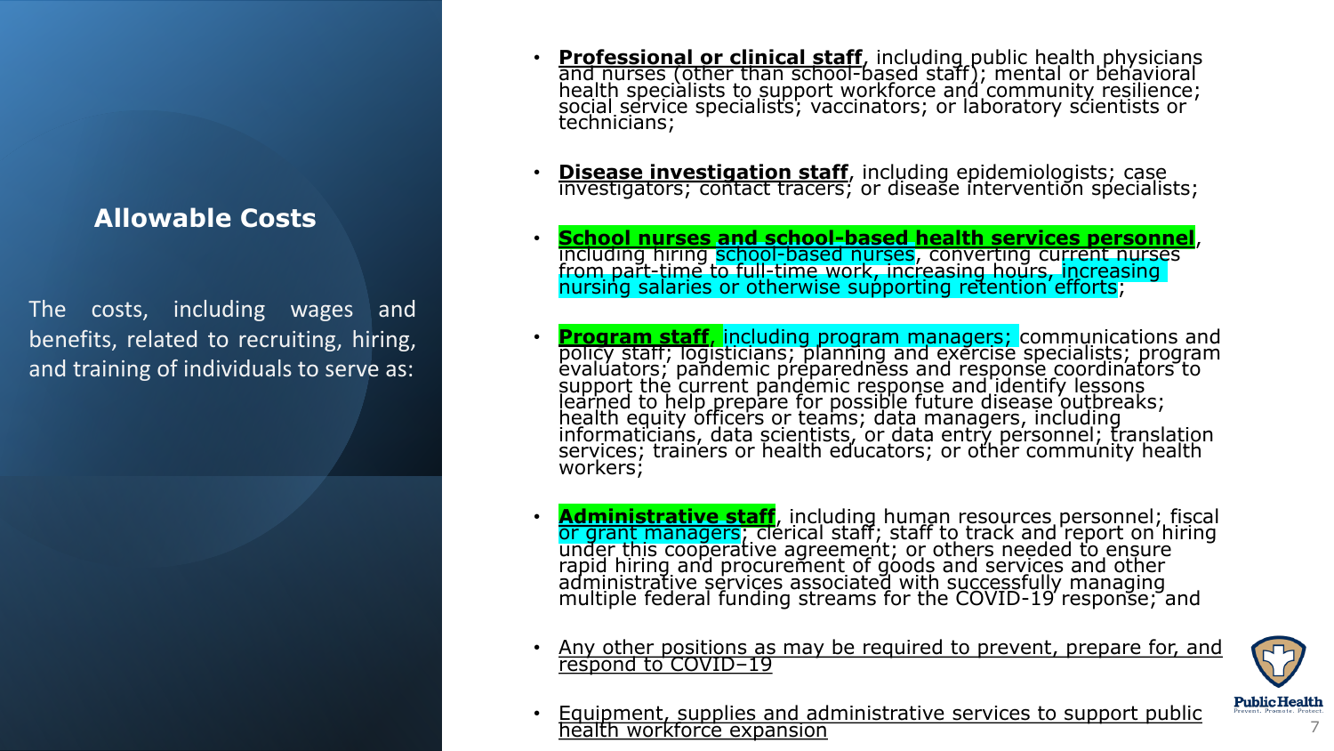## Allowable Costs

The costs, including wages and benefits, related to recruiting, hiring, and training of individuals to serve as:

- **Professional or clinical staff**, including public health physicians and nurses (other than school-based staff); mental or behavioral health specialists to support workforce and community resilience; social service specialists; vaccinators; or laboratory scientists or technicians;
- **Disease investigation staff**, including epidemiologists; case investigators; contact tracers; or disease intervention specialists;
- **School nurses and school-based health services personnel**, including hiring school-based nurses, converting current nurses from part-time to full-time work, increasing hours, increasing nursing salaries or otherwise supporting retention efforts;
- **Program staff**, including program managers; communications and policy staff; logisticians; planning and exercise specialists; program evaluators; pandemic preparedness and response coordinators to support the current pandemic response and identify lessons learned to help prepare for possible future disease outbreaks; health equity officers or teams; data managers, including informaticians, data scientists, or data entry personnel; translation services; trainers or health educators; or other community health workers;
- **Administrative staff**, including human resources personnel; fiscal or grant managers; clerical staff; staff to track and report on hiring under this cooperative agreement; or others needed to ensure rapid hiring and procurement of goods and services and other administrative services associated with successfully managing multiple federal funding streams for the COVID-19 response; and
- Any other positions as may be required to prevent, prepare for, and respond to COVID–19
- Equipment, supplies and administrative services to support public health workforce expansion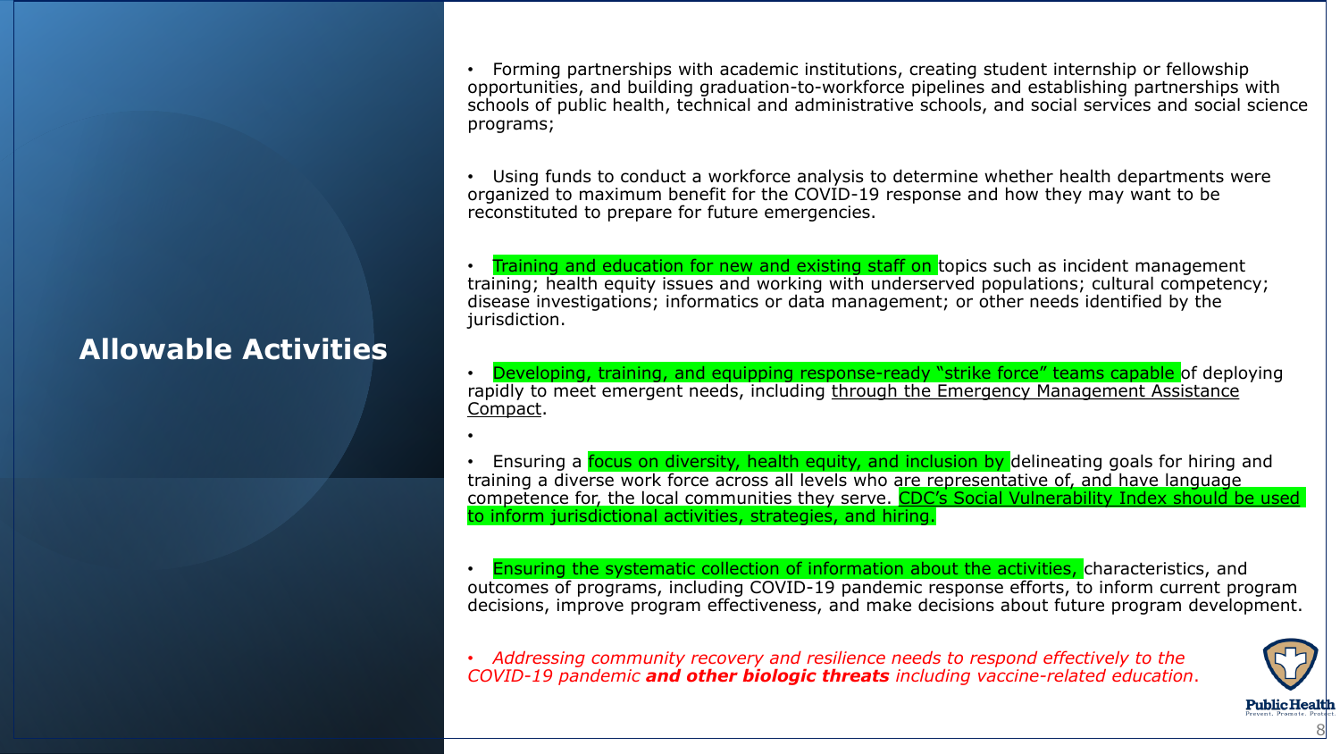## Allowable Activities

- Forming partnerships with academic institutions, creating student internship or fellowship opportunities, and building graduation-to-workforce pipelines and establishing partnerships with schools of public health, technical and administrative schools, and social services and social science programs;

- Using funds to conduct a workforce analysis to determine whether health departments were organized to maximum benefit for the COVID-19 response and how they may want to be reconstituted to prepare for future emergencies.

- Training and education for new and existing staff on topics such as incident management training; health equity issues and working with underserved populations; cultural competency; disease investigations; informatics or data management; or other needs identified by the jurisdiction.

- Developing, training, and equipping response-ready "strike force" teams capable of deploying rapidly to meet emergent needs, including through the Emergency Management Assistance Compact.

- Ensuring a focus on diversity, health equity, and inclusion by delineating goals for hiring and training a diverse work force across all levels who are representative of, and have language competence for, the local communities they serve. CDC's Social Vulnerability Index should be used to inform jurisdictional activities, strategies, and hiring.

- Ensuring the systematic collection of information about the activities, characteristics, and outcomes of programs, including COVID-19 pandemic response efforts, to inform current program decisions, improve program effectiveness, and make decisions about future program development.

- *Addressing community recovery and resilience needs to respond effectively to the COVID-19 pandemic **and other biologic threats** including vaccine-related education.*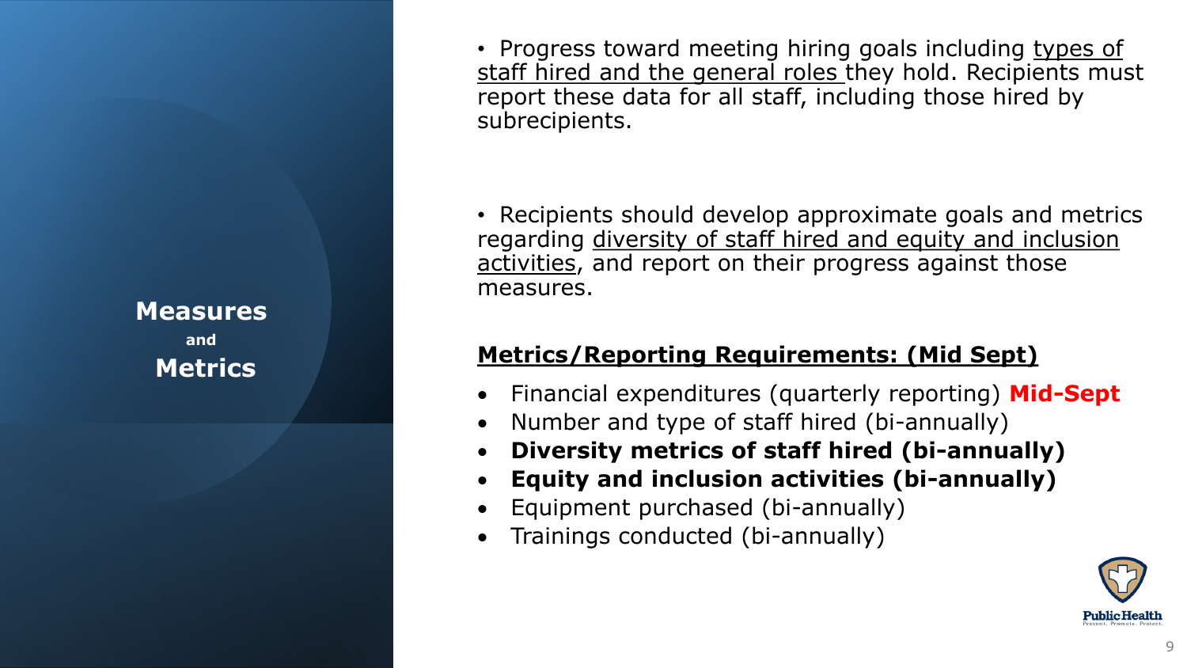## Measures and Metrics

- Progress toward meeting hiring goals including types of staff hired and the general roles they hold. Recipients must report these data for all staff, including those hired by subrecipients.

- Recipients should develop approximate goals and metrics regarding diversity of staff hired and equity and inclusion activities, and report on their progress against those measures.

### Metrics/Reporting Requirements: (Mid Sept)

- Financial expenditures (quarterly reporting) **Mid-Sept**
- Number and type of staff hired (bi-annually)
- **Diversity metrics of staff hired (bi-annually)**
- **Equity and inclusion activities (bi-annually)**
- Equipment purchased (bi-annually)
- Trainings conducted (bi-annually)

Public Health
Prevent. Promote. Protect.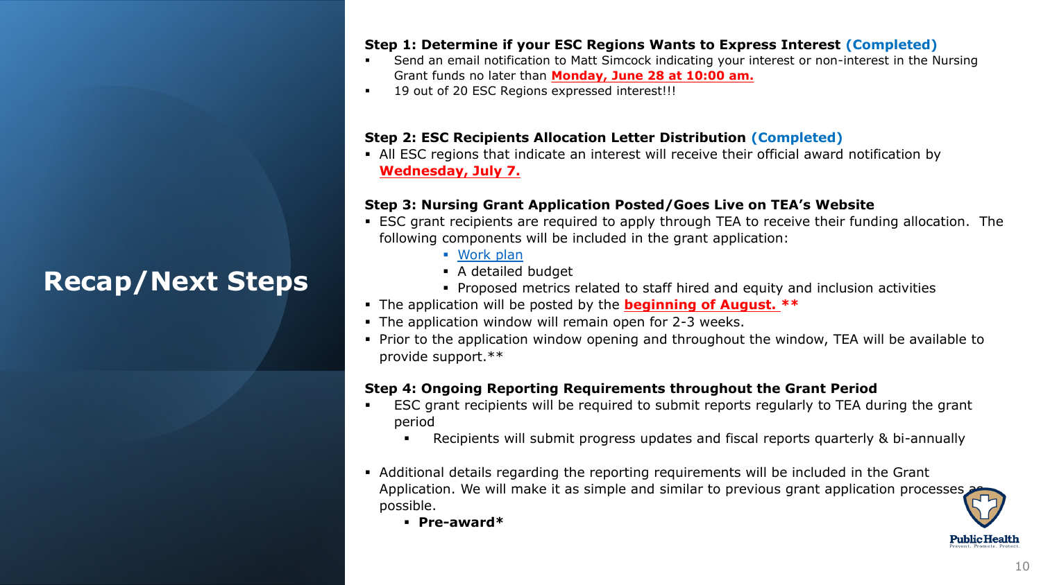# Recap/Next Steps

**Step 1: Determine if your ESC Regions Wants to Express Interest (Completed)**

- Send an email notification to Matt Simcock indicating your interest or non-interest in the Nursing Grant funds no later than **Monday, June 28 at 10:00 am.**
- 19 out of 20 ESC Regions expressed interest!!!

**Step 2: ESC Recipients Allocation Letter Distribution (Completed)**

- All ESC regions that indicate an interest will receive their official award notification by **Wednesday, July 7.**

**Step 3: Nursing Grant Application Posted/Goes Live on TEA's Website**

- ESC grant recipients are required to apply through TEA to receive their funding allocation. The following components will be included in the grant application:
  - Work plan
  - A detailed budget
  - Proposed metrics related to staff hired and equity and inclusion activities
- The application will be posted by the **beginning of August. ****
- The application window will remain open for 2-3 weeks.
- Prior to the application window opening and throughout the window, TEA will be available to provide support.**

**Step 4: Ongoing Reporting Requirements throughout the Grant Period**

- ESC grant recipients will be required to submit reports regularly to TEA during the grant period
  - Recipients will submit progress updates and fiscal reports quarterly & bi-annually
- Additional details regarding the reporting requirements will be included in the Grant Application. We will make it as simple and similar to previous grant application processes as possible.
  - **Pre-award***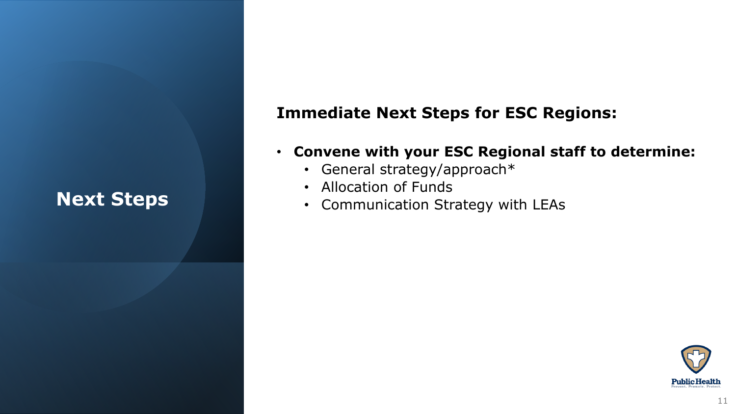# Next Steps

**Immediate Next Steps for ESC Regions:**

- **Convene with your ESC Regional staff to determine:**
  - General strategy/approach*
  - Allocation of Funds
  - Communication Strategy with LEAs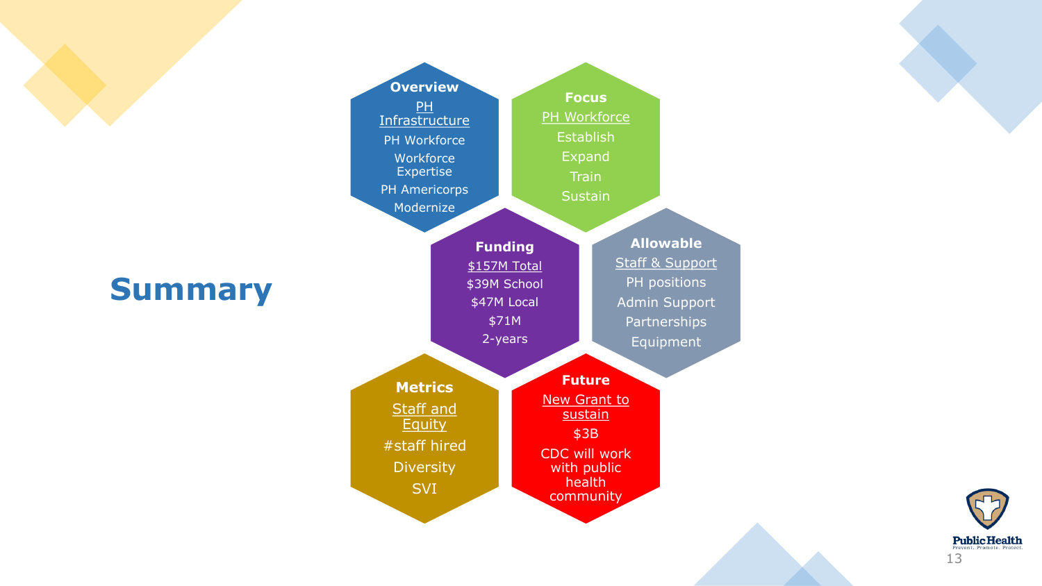# Summary

**Overview**

PH Infrastructure

PH Workforce

Workforce Expertise

PH Americorps

Modernize

**Focus**

PH Workforce

Establish

Expand

Train

Sustain

**Funding**

$157M Total

$39M School

$47M Local

$71M

2-years

**Allowable**

Staff & Support

PH positions

Admin Support

Partnerships

Equipment

**Metrics**

Staff and Equity

#staff hired

Diversity

SVI

**Future**

New Grant to sustain

$3B

CDC will work with public health community